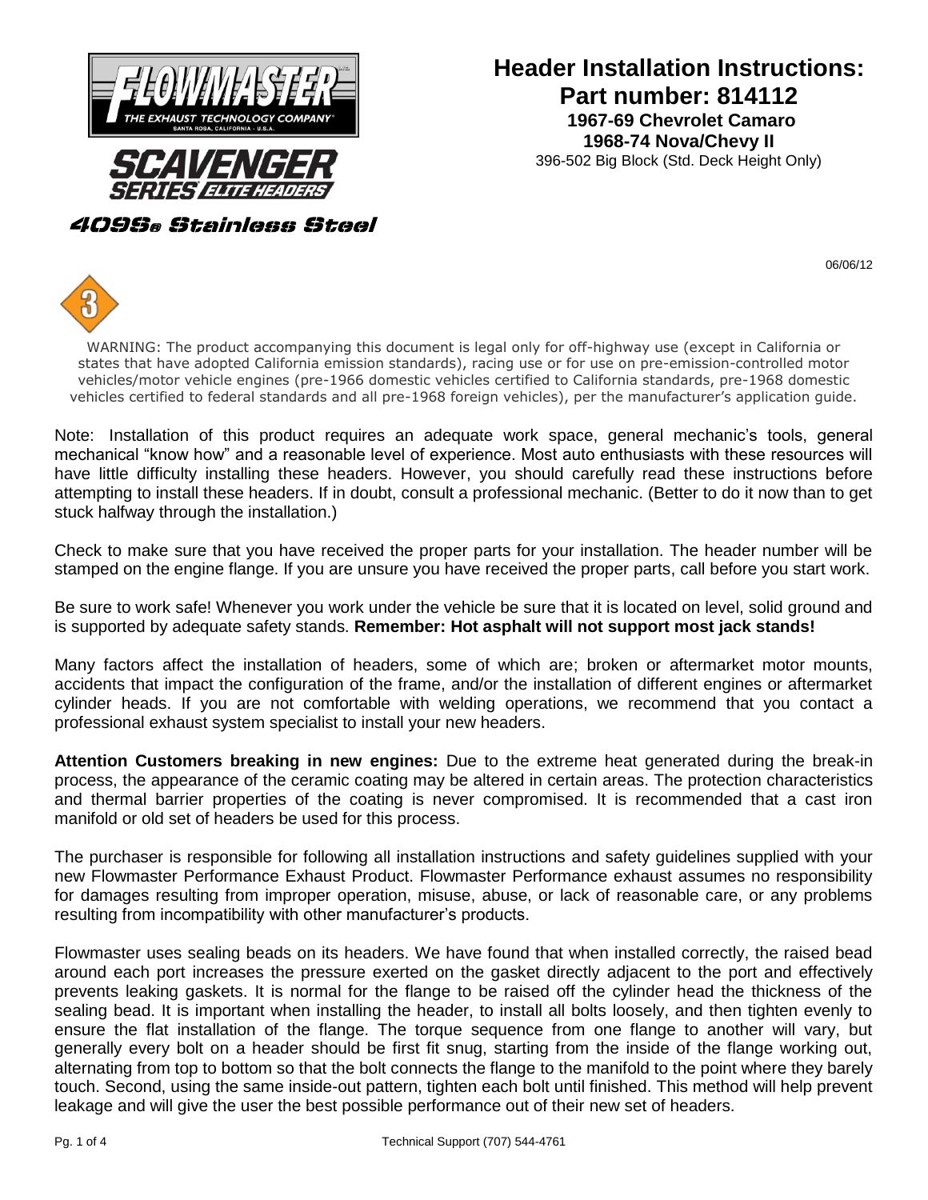FLOWMASTER
THE EXHAUST TECHNOLOGY COMPANY
SANTA ROSA, CALIFORNIA - U.S.A.

SCAVENGER SERIES ELITE HEADERS

409Ss Stainless Steel

# Header Installation Instructions:
## Part number: 814112
### 1967-69 Chevrolet Camaro
### 1968-74 Nova/Chevy II

396-502 Big Block (Std. Deck Height Only)

06/06/12

WARNING: The product accompanying this document is legal only for off-highway use (except in California or states that have adopted California emission standards), racing use or for use on pre-emission-controlled motor vehicles/motor vehicle engines (pre-1966 domestic vehicles certified to California standards, pre-1968 domestic vehicles certified to federal standards and all pre-1968 foreign vehicles), per the manufacturer's application guide.

Note: Installation of this product requires an adequate work space, general mechanic's tools, general mechanical "know how" and a reasonable level of experience. Most auto enthusiasts with these resources will have little difficulty installing these headers. However, you should carefully read these instructions before attempting to install these headers. If in doubt, consult a professional mechanic. (Better to do it now than to get stuck halfway through the installation.)

Check to make sure that you have received the proper parts for your installation. The header number will be stamped on the engine flange. If you are unsure you have received the proper parts, call before you start work.

Be sure to work safe! Whenever you work under the vehicle be sure that it is located on level, solid ground and is supported by adequate safety stands. **Remember: Hot asphalt will not support most jack stands!**

Many factors affect the installation of headers, some of which are; broken or aftermarket motor mounts, accidents that impact the configuration of the frame, and/or the installation of different engines or aftermarket cylinder heads. If you are not comfortable with welding operations, we recommend that you contact a professional exhaust system specialist to install your new headers.

**Attention Customers breaking in new engines:** Due to the extreme heat generated during the break-in process, the appearance of the ceramic coating may be altered in certain areas. The protection characteristics and thermal barrier properties of the coating is never compromised. It is recommended that a cast iron manifold or old set of headers be used for this process.

The purchaser is responsible for following all installation instructions and safety guidelines supplied with your new Flowmaster Performance Exhaust Product. Flowmaster Performance exhaust assumes no responsibility for damages resulting from improper operation, misuse, abuse, or lack of reasonable care, or any problems resulting from incompatibility with other manufacturer's products.

Flowmaster uses sealing beads on its headers. We have found that when installed correctly, the raised bead around each port increases the pressure exerted on the gasket directly adjacent to the port and effectively prevents leaking gaskets. It is normal for the flange to be raised off the cylinder head the thickness of the sealing bead. It is important when installing the header, to install all bolts loosely, and then tighten evenly to ensure the flat installation of the flange. The torque sequence from one flange to another will vary, but generally every bolt on a header should be first fit snug, starting from the inside of the flange working out, alternating from top to bottom so that the bolt connects the flange to the manifold to the point where they barely touch. Second, using the same inside-out pattern, tighten each bolt until finished. This method will help prevent leakage and will give the user the best possible performance out of their new set of headers.

Technical Support (707) 544-4761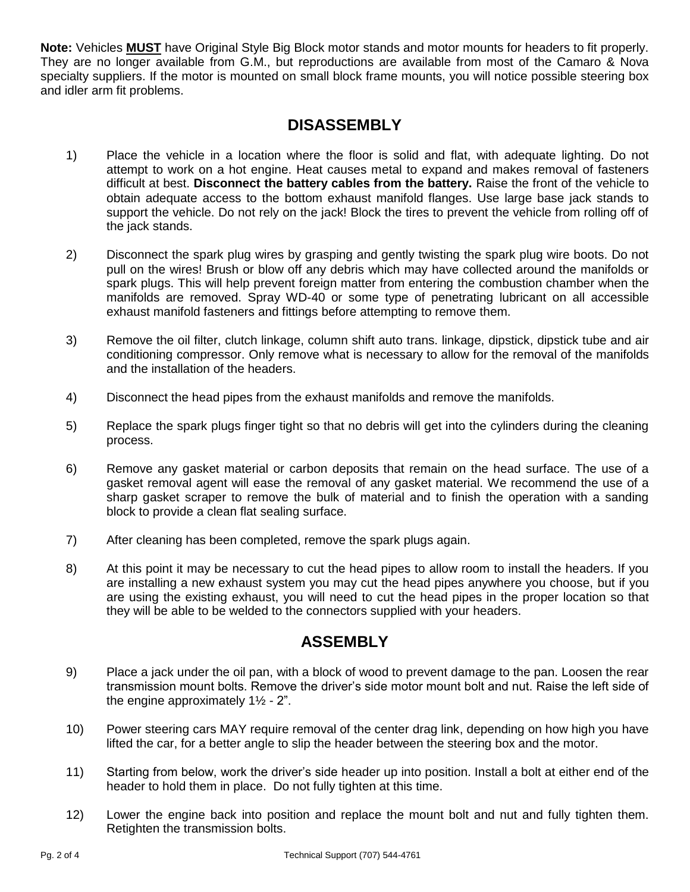**Note:** Vehicles **MUST** have Original Style Big Block motor stands and motor mounts for headers to fit properly. They are no longer available from G.M., but reproductions are available from most of the Camaro & Nova specialty suppliers. If the motor is mounted on small block frame mounts, you will notice possible steering box and idler arm fit problems.

## DISASSEMBLY

1) Place the vehicle in a location where the floor is solid and flat, with adequate lighting. Do not attempt to work on a hot engine. Heat causes metal to expand and makes removal of fasteners difficult at best. **Disconnect the battery cables from the battery.** Raise the front of the vehicle to obtain adequate access to the bottom exhaust manifold flanges. Use large base jack stands to support the vehicle. Do not rely on the jack! Block the tires to prevent the vehicle from rolling off of the jack stands.

2) Disconnect the spark plug wires by grasping and gently twisting the spark plug wire boots. Do not pull on the wires! Brush or blow off any debris which may have collected around the manifolds or spark plugs. This will help prevent foreign matter from entering the combustion chamber when the manifolds are removed. Spray WD-40 or some type of penetrating lubricant on all accessible exhaust manifold fasteners and fittings before attempting to remove them.

3) Remove the oil filter, clutch linkage, column shift auto trans. linkage, dipstick, dipstick tube and air conditioning compressor. Only remove what is necessary to allow for the removal of the manifolds and the installation of the headers.

4) Disconnect the head pipes from the exhaust manifolds and remove the manifolds.

5) Replace the spark plugs finger tight so that no debris will get into the cylinders during the cleaning process.

6) Remove any gasket material or carbon deposits that remain on the head surface. The use of a gasket removal agent will ease the removal of any gasket material. We recommend the use of a sharp gasket scraper to remove the bulk of material and to finish the operation with a sanding block to provide a clean flat sealing surface.

7) After cleaning has been completed, remove the spark plugs again.

8) At this point it may be necessary to cut the head pipes to allow room to install the headers. If you are installing a new exhaust system you may cut the head pipes anywhere you choose, but if you are using the existing exhaust, you will need to cut the head pipes in the proper location so that they will be able to be welded to the connectors supplied with your headers.

## ASSEMBLY

9) Place a jack under the oil pan, with a block of wood to prevent damage to the pan. Loosen the rear transmission mount bolts. Remove the driver's side motor mount bolt and nut. Raise the left side of the engine approximately 1½ - 2".

10) Power steering cars MAY require removal of the center drag link, depending on how high you have lifted the car, for a better angle to slip the header between the steering box and the motor.

11) Starting from below, work the driver's side header up into position. Install a bolt at either end of the header to hold them in place. Do not fully tighten at this time.

12) Lower the engine back into position and replace the mount bolt and nut and fully tighten them. Retighten the transmission bolts.

Technical Support (707) 544-4761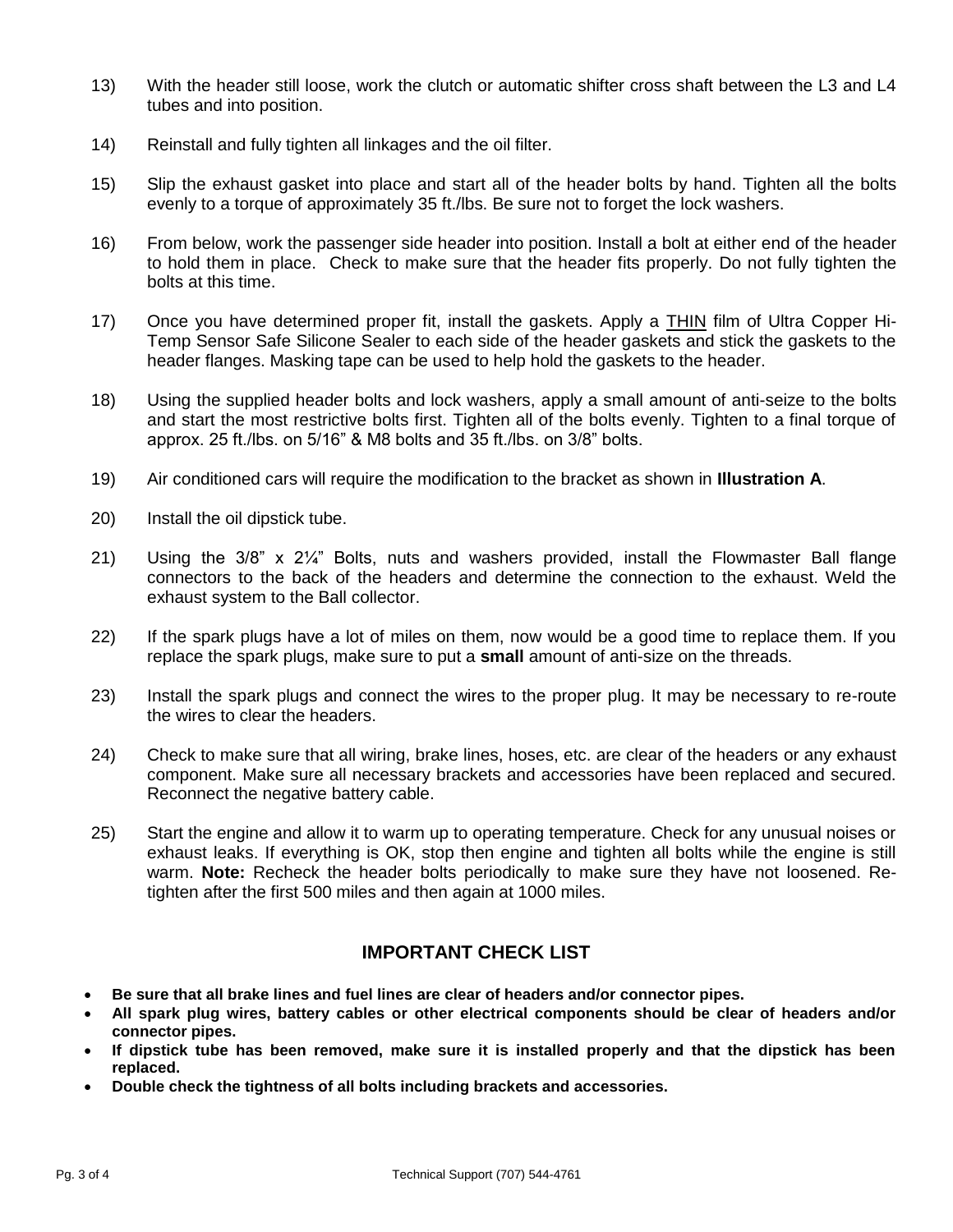13) With the header still loose, work the clutch or automatic shifter cross shaft between the L3 and L4 tubes and into position.

14) Reinstall and fully tighten all linkages and the oil filter.

15) Slip the exhaust gasket into place and start all of the header bolts by hand. Tighten all the bolts evenly to a torque of approximately 35 ft./lbs. Be sure not to forget the lock washers.

16) From below, work the passenger side header into position. Install a bolt at either end of the header to hold them in place. Check to make sure that the header fits properly. Do not fully tighten the bolts at this time.

17) Once you have determined proper fit, install the gaskets. Apply a <u>THIN</u> film of Ultra Copper Hi-Temp Sensor Safe Silicone Sealer to each side of the header gaskets and stick the gaskets to the header flanges. Masking tape can be used to help hold the gaskets to the header.

18) Using the supplied header bolts and lock washers, apply a small amount of anti-seize to the bolts and start the most restrictive bolts first. Tighten all of the bolts evenly. Tighten to a final torque of approx. 25 ft./lbs. on 5/16" & M8 bolts and 35 ft./lbs. on 3/8" bolts.

19) Air conditioned cars will require the modification to the bracket as shown in **Illustration A**.

20) Install the oil dipstick tube.

21) Using the 3/8" x 2¼" Bolts, nuts and washers provided, install the Flowmaster Ball flange connectors to the back of the headers and determine the connection to the exhaust. Weld the exhaust system to the Ball collector.

22) If the spark plugs have a lot of miles on them, now would be a good time to replace them. If you replace the spark plugs, make sure to put a **small** amount of anti-size on the threads.

23) Install the spark plugs and connect the wires to the proper plug. It may be necessary to re-route the wires to clear the headers.

24) Check to make sure that all wiring, brake lines, hoses, etc. are clear of the headers or any exhaust component. Make sure all necessary brackets and accessories have been replaced and secured. Reconnect the negative battery cable.

25) Start the engine and allow it to warm up to operating temperature. Check for any unusual noises or exhaust leaks. If everything is OK, stop then engine and tighten all bolts while the engine is still warm. **Note:** Recheck the header bolts periodically to make sure they have not loosened. Re-tighten after the first 500 miles and then again at 1000 miles.

## IMPORTANT CHECK LIST

- **Be sure that all brake lines and fuel lines are clear of headers and/or connector pipes.**
- **All spark plug wires, battery cables or other electrical components should be clear of headers and/or connector pipes.**
- **If dipstick tube has been removed, make sure it is installed properly and that the dipstick has been replaced.**
- **Double check the tightness of all bolts including brackets and accessories.**

Technical Support (707) 544-4761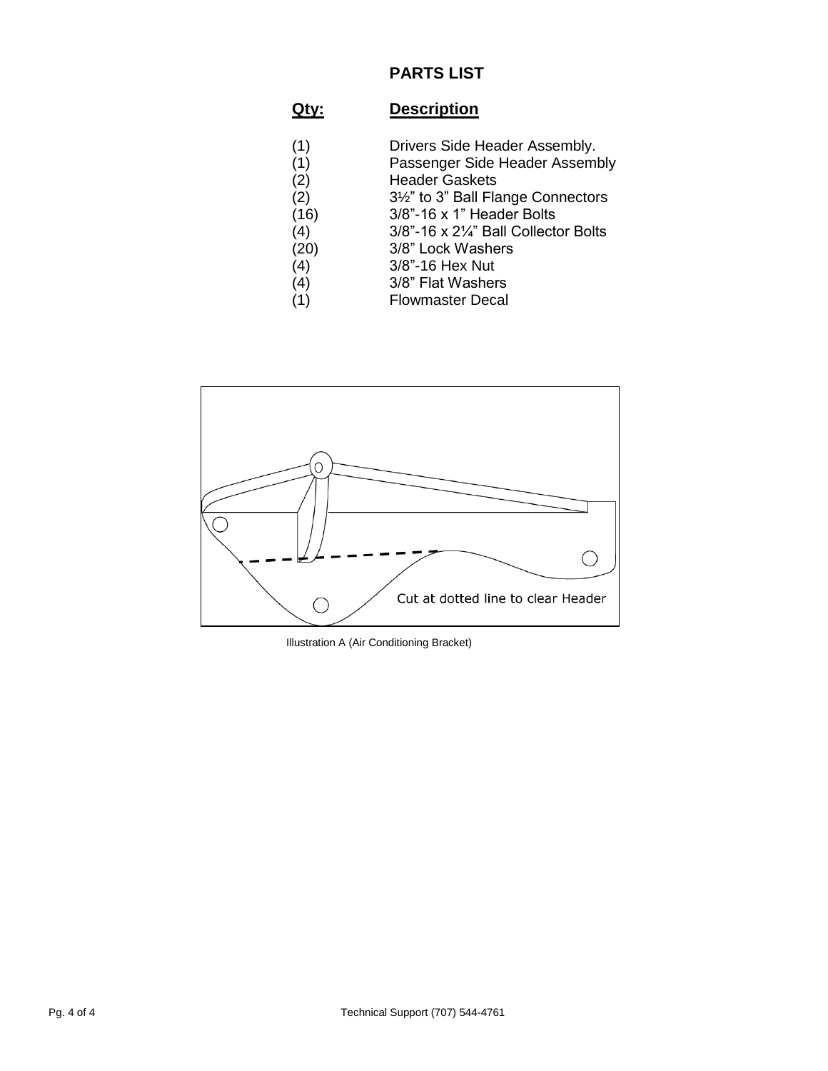## PARTS LIST

| Qty: | Description |
|---|---|
| (1) | Drivers Side Header Assembly. |
| (1) | Passenger Side Header Assembly |
| (2) | Header Gaskets |
| (2) | 3½" to 3" Ball Flange Connectors |
| (16) | 3/8"-16 x 1" Header Bolts |
| (4) | 3/8"-16 x 2¼" Ball Collector Bolts |
| (20) | 3/8" Lock Washers |
| (4) | 3/8"-16 Hex Nut |
| (4) | 3/8" Flat Washers |
| (1) | Flowmaster Decal |

Cut at dotted line to clear Header

Illustration A (Air Conditioning Bracket)